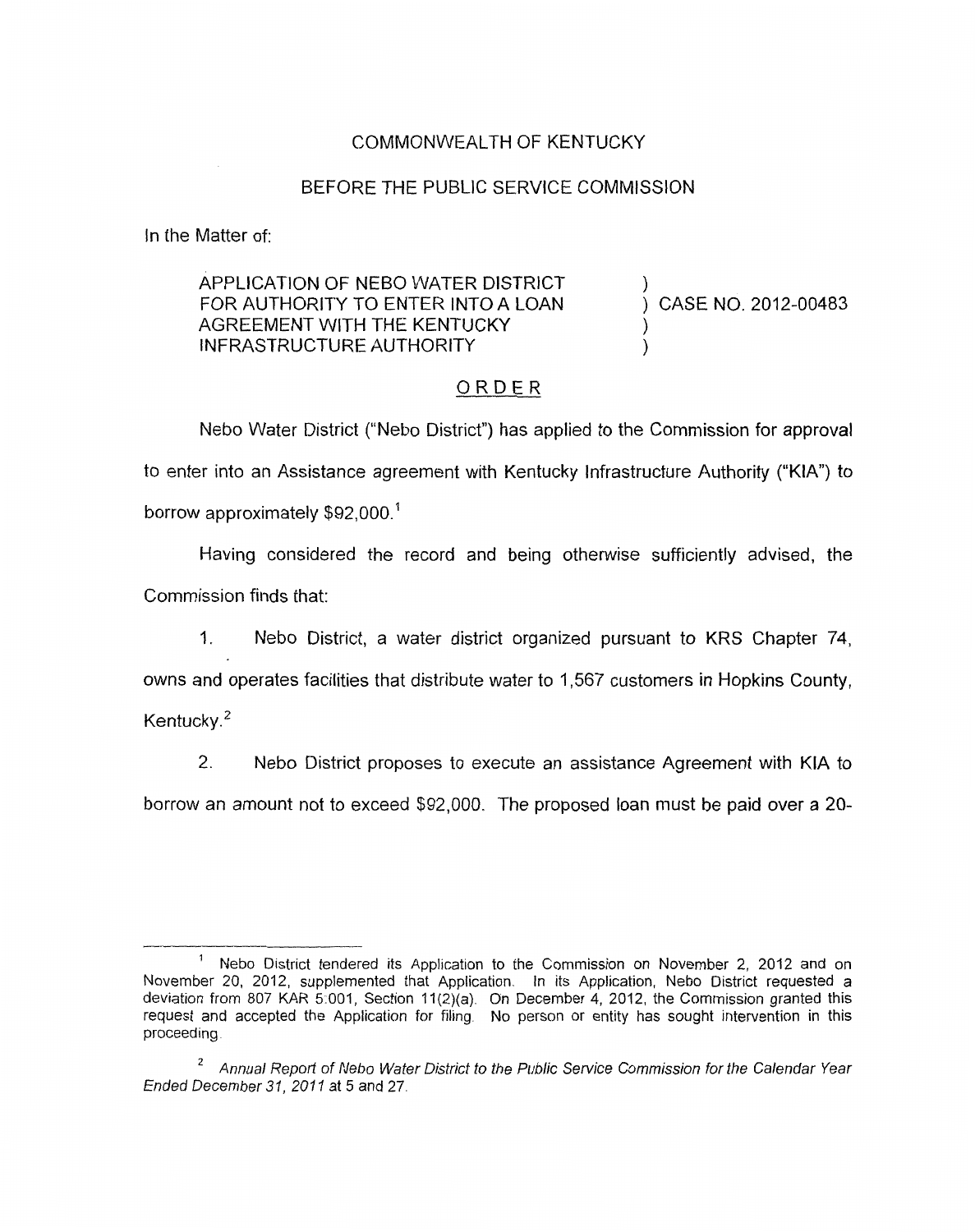COMMONWEALTH OF KENTUCKY

BEFORE THE PUBLIC SERVICE COMMISSION

In the Matter of:

APPLICATION OF NEBO WATER DISTRICT FOR AUTHORITY TO ENTER INTO A LOAN AGREEMENT WITH THE KENTUCKY INFRASTRUCTURE AUTHORITY ) CASE NO. 2012-00483

## ORDER

Nebo Water District ("Nebo District") has applied to the Commission for approval to enter into an Assistance agreement with Kentucky Infrastructure Authority ("KIA") to borrow approximately $92,000.[1]

Having considered the record and being otherwise sufficiently advised, the Commission finds that:

1. Nebo District, a water district organized pursuant to KRS Chapter 74, owns and operates facilities that distribute water to 1,567 customers in Hopkins County, Kentucky.[2]

2. Nebo District proposes to execute an assistance Agreement with KIA to borrow an amount not to exceed $92,000. The proposed loan must be paid over a 20-

---

[1] Nebo District tendered its Application to the Commission on November 2, 2012 and on November 20, 2012, supplemented that Application. In its Application, Nebo District requested a deviation from 807 KAR 5:001, Section 11(2)(a). On December 4, 2012, the Commission granted this request and accepted the Application for filing. No person or entity has sought intervention in this proceeding.

[2] *Annual Report of Nebo Water District to the Public Service Commission for the Calendar Year Ended December 31, 2011* at 5 and 27.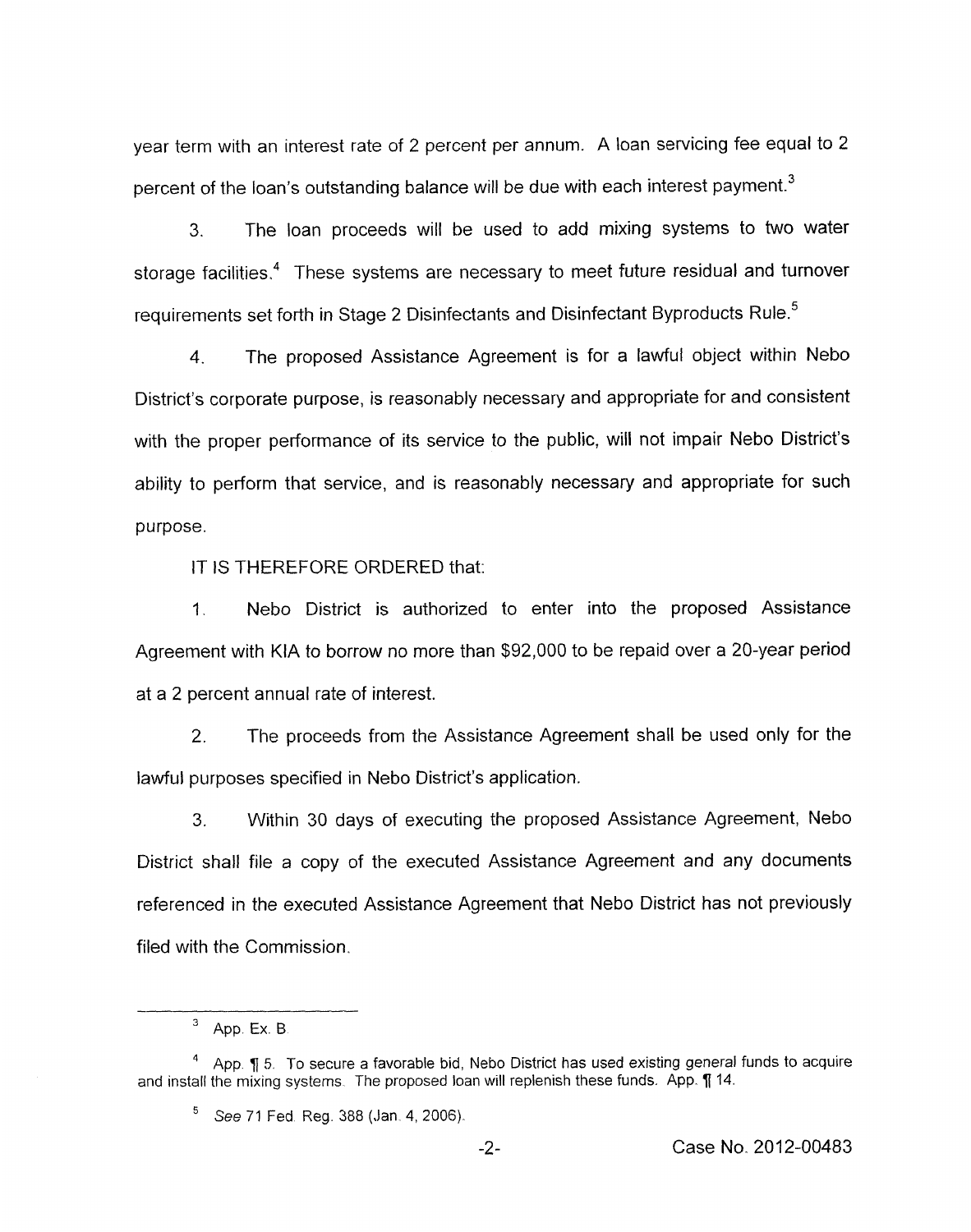year term with an interest rate of 2 percent per annum. A loan servicing fee equal to 2 percent of the loan's outstanding balance will be due with each interest payment.[3]

3. The loan proceeds will be used to add mixing systems to two water storage facilities.[4] These systems are necessary to meet future residual and turnover requirements set forth in Stage 2 Disinfectants and Disinfectant Byproducts Rule.[5]

4. The proposed Assistance Agreement is for a lawful object within Nebo District's corporate purpose, is reasonably necessary and appropriate for and consistent with the proper performance of its service to the public, will not impair Nebo District's ability to perform that service, and is reasonably necessary and appropriate for such purpose.

IT IS THEREFORE ORDERED that:

1. Nebo District is authorized to enter into the proposed Assistance Agreement with KIA to borrow no more than $92,000 to be repaid over a 20-year period at a 2 percent annual rate of interest.

2. The proceeds from the Assistance Agreement shall be used only for the lawful purposes specified in Nebo District's application.

3. Within 30 days of executing the proposed Assistance Agreement, Nebo District shall file a copy of the executed Assistance Agreement and any documents referenced in the executed Assistance Agreement that Nebo District has not previously filed with the Commission.

---

[3] App. Ex. B.

[4] App. ¶ 5. To secure a favorable bid, Nebo District has used existing general funds to acquire and install the mixing systems. The proposed loan will replenish these funds. App. ¶ 14.

[5] *See* 71 Fed. Reg. 388 (Jan. 4, 2006).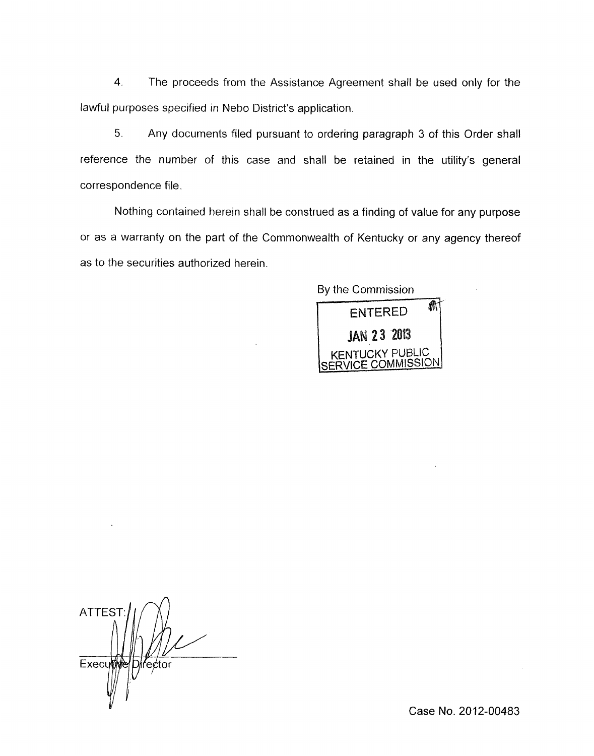4. The proceeds from the Assistance Agreement shall be used only for the lawful purposes specified in Nebo District's application.

5. Any documents filed pursuant to ordering paragraph 3 of this Order shall reference the number of this case and shall be retained in the utility's general correspondence file.

Nothing contained herein shall be construed as a finding of value for any purpose or as a warranty on the part of the Commonwealth of Kentucky or any agency thereof as to the securities authorized herein.

By the Commission

ENTERED

JAN 23 2013

KENTUCKY PUBLIC SERVICE COMMISSION

ATTEST:

Executive Director

Case No. 2012-00483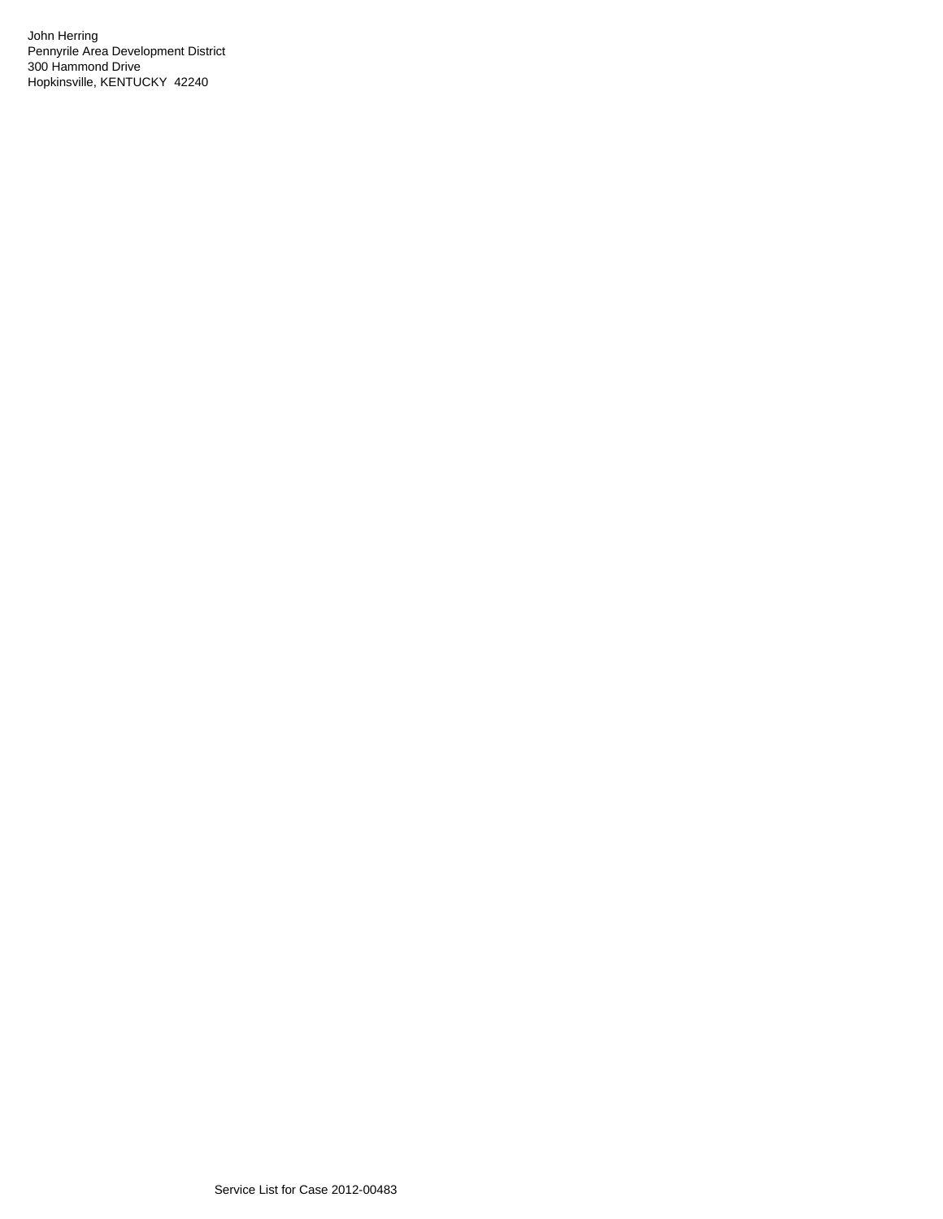John Herring
Pennyrile Area Development District
300 Hammond Drive
Hopkinsville, KENTUCKY  42240